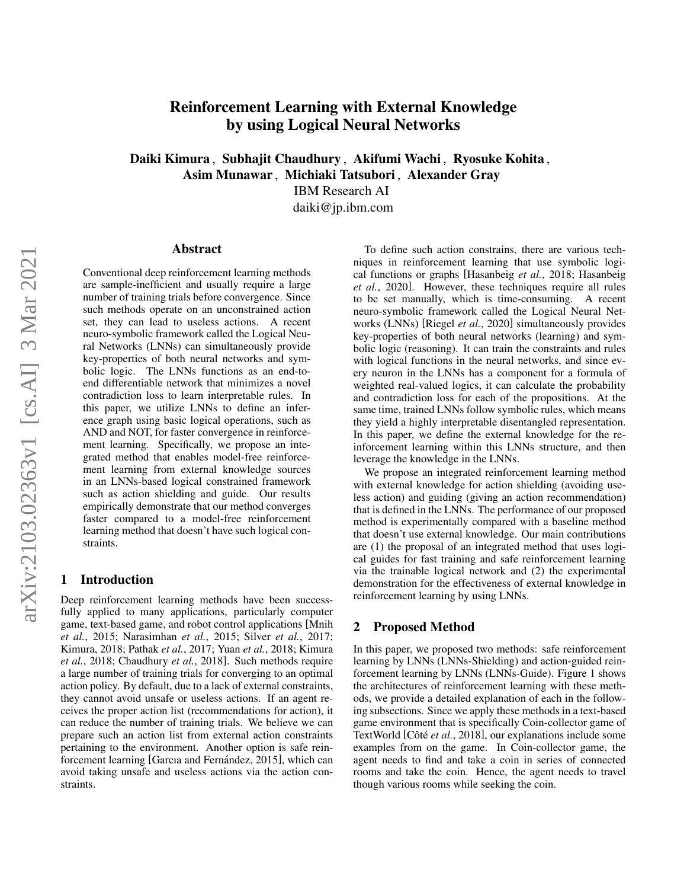# Reinforcement Learning with External Knowledge by using Logical Neural Networks

**Daiki Kimura , Subhajit Chaudhury , Akifumi Wachi , Ryosuke Kohita , Asim Munawar , Michiaki Tatsubori , Alexander Gray**

IBM Research AI

daiki@jp.ibm.com

## Abstract

Conventional deep reinforcement learning methods are sample-inefficient and usually require a large number of training trials before convergence. Since such methods operate on an unconstrained action set, they can lead to useless actions. A recent neuro-symbolic framework called the Logical Neural Networks (LNNs) can simultaneously provide key-properties of both neural networks and symbolic logic. The LNNs functions as an end-to-end differentiable network that minimizes a novel contradiction loss to learn interpretable rules. In this paper, we utilize LNNs to define an inference graph using basic logical operations, such as AND and NOT, for faster convergence in reinforcement learning. Specifically, we propose an integrated method that enables model-free reinforcement learning from external knowledge sources in an LNNs-based logical constrained framework such as action shielding and guide. Our results empirically demonstrate that our method converges faster compared to a model-free reinforcement learning method that doesn't have such logical constraints.

## 1 Introduction

Deep reinforcement learning methods have been successfully applied to many applications, particularly computer game, text-based game, and robot control applications [Mnih *et al.*, 2015; Narasimhan *et al.*, 2015; Silver *et al.*, 2017; Kimura, 2018; Pathak *et al.*, 2017; Yuan *et al.*, 2018; Kimura *et al.*, 2018; Chaudhury *et al.*, 2018]. Such methods require a large number of training trials for converging to an optimal action policy. By default, due to a lack of external constraints, they cannot avoid unsafe or useless actions. If an agent receives the proper action list (recommendations for action), it can reduce the number of training trials. We believe we can prepare such an action list from external action constraints pertaining to the environment. Another option is safe reinforcement learning [Garcıa and Fernández, 2015], which can avoid taking unsafe and useless actions via the action constraints.

To define such action constrains, there are various techniques in reinforcement learning that use symbolic logical functions or graphs [Hasanbeig *et al.*, 2018; Hasanbeig *et al.*, 2020]. However, these techniques require all rules to be set manually, which is time-consuming. A recent neuro-symbolic framework called the Logical Neural Networks (LNNs) [Riegel *et al.*, 2020] simultaneously provides key-properties of both neural networks (learning) and symbolic logic (reasoning). It can train the constraints and rules with logical functions in the neural networks, and since every neuron in the LNNs has a component for a formula of weighted real-valued logics, it can calculate the probability and contradiction loss for each of the propositions. At the same time, trained LNNs follow symbolic rules, which means they yield a highly interpretable disentangled representation. In this paper, we define the external knowledge for the reinforcement learning within this LNNs structure, and then leverage the knowledge in the LNNs.

We propose an integrated reinforcement learning method with external knowledge for action shielding (avoiding useless action) and guiding (giving an action recommendation) that is defined in the LNNs. The performance of our proposed method is experimentally compared with a baseline method that doesn't use external knowledge. Our main contributions are (1) the proposal of an integrated method that uses logical guides for fast training and safe reinforcement learning via the trainable logical network and (2) the experimental demonstration for the effectiveness of external knowledge in reinforcement learning by using LNNs.

## 2 Proposed Method

In this paper, we proposed two methods: safe reinforcement learning by LNNs (LNNs-Shielding) and action-guided reinforcement learning by LNNs (LNNs-Guide). Figure 1 shows the architectures of reinforcement learning with these methods, we provide a detailed explanation of each in the following subsections. Since we apply these methods in a text-based game environment that is specifically Coin-collector game of TextWorld [Côté *et al.*, 2018], our explanations include some examples from on the game. In Coin-collector game, the agent needs to find and take a coin in series of connected rooms and take the coin. Hence, the agent needs to travel though various rooms while seeking the coin.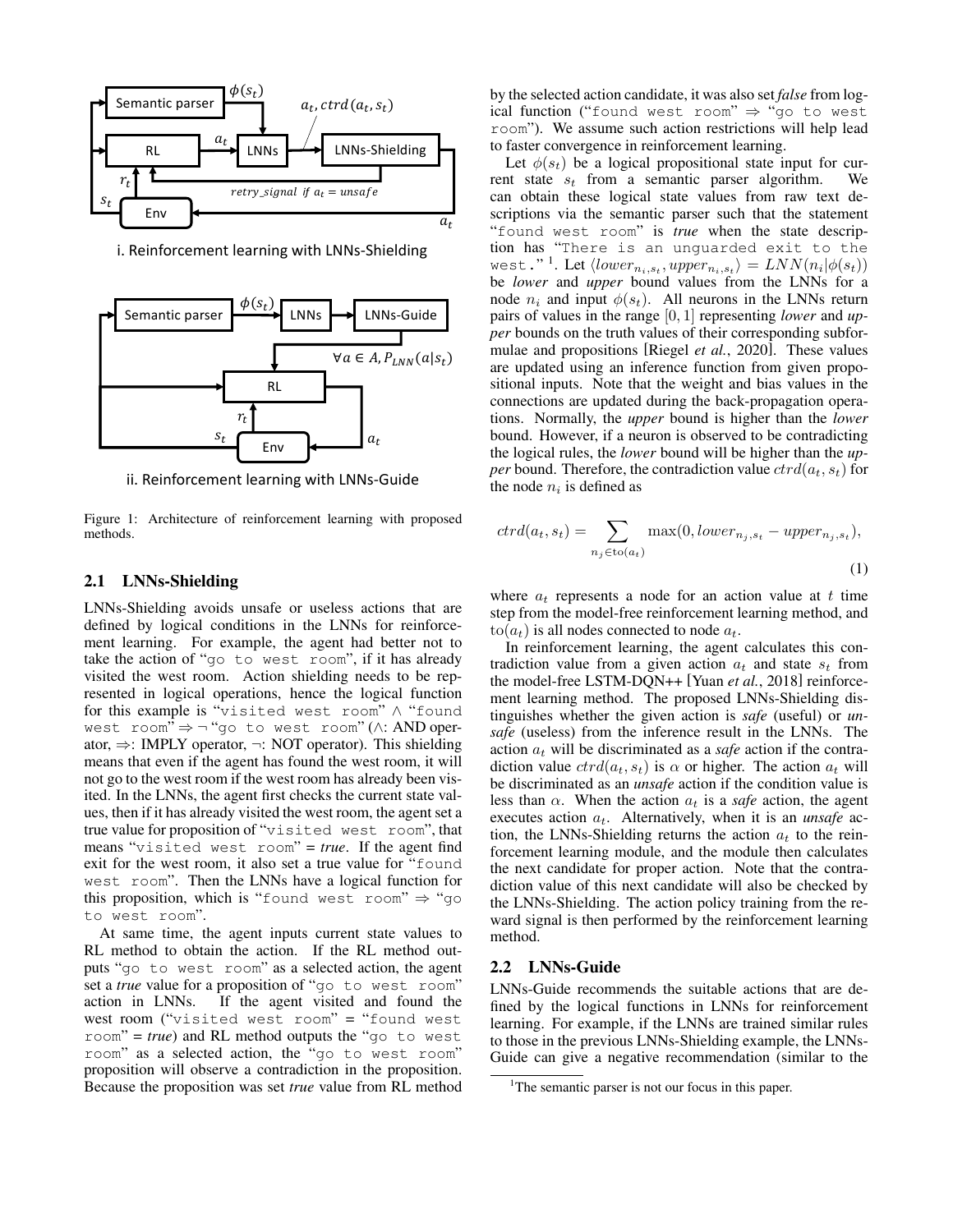Figure 1: Architecture of reinforcement learning with proposed methods.

## 2.1 LNNs-Shielding

LNNs-Shielding avoids unsafe or useless actions that are defined by logical conditions in the LNNs for reinforcement learning. For example, the agent had better not to take the action of "go to west room", if it has already visited the west room. Action shielding needs to be represented in logical operations, hence the logical function for this example is "visited west room" ∧ "found west room" ⇒ ¬ "go to west room" (∧: AND operator, ⇒: IMPLY operator, ¬: NOT operator). This shielding means that even if the agent has found the west room, it will not go to the west room if the west room has already been visited. In the LNNs, the agent first checks the current state values, then if it has already visited the west room, the agent set a true value for proposition of "visited west room", that means "visited west room" = *true*. If the agent find exit for the west room, it also set a true value for "found west room". Then the LNNs have a logical function for this proposition, which is "found west room" ⇒ "go to west room".

At same time, the agent inputs current state values to RL method to obtain the action. If the RL method outputs "go to west room" as a selected action, the agent set a *true* value for a proposition of "go to west room" action in LNNs. If the agent visited and found the west room ("visited west room" = "found west room" = *true*) and RL method outputs the "go to west room" as a selected action, the "go to west room" proposition will observe a contradiction in the proposition. Because the proposition was set *true* value from RL method by the selected action candidate, it was also set *false* from logical function ("found west room" ⇒ "go to west room"). We assume such action restrictions will help lead to faster convergence in reinforcement learning.

Let $\phi(s_t)$ be a logical propositional state input for current state $s_t$ from a semantic parser algorithm. We can obtain these logical state values from raw text descriptions via the semantic parser such that the statement "found west room" is *true* when the state description has "There is an unguarded exit to the west." [1]. Let $\langle lower_{n_i,s_t}, upper_{n_i,s_t} \rangle = LNN(n_i|\phi(s_t))$ be *lower* and *upper* bound values from the LNNs for a node $n_i$ and input $\phi(s_t)$. All neurons in the LNNs return pairs of values in the range $[0, 1]$ representing *lower* and *upper* bounds on the truth values of their corresponding subformulae and propositions [Riegel *et al.*, 2020]. These values are updated using an inference function from given propositional inputs. Note that the weight and bias values in the connections are updated during the back-propagation operations. Normally, the *upper* bound is higher than the *lower* bound. However, if a neuron is observed to be contradicting the logical rules, the *lower* bound will be higher than the *upper* bound. Therefore, the contradiction value $ctrd(a_t, s_t)$ for the node $n_i$ is defined as

$$ctrd(a_t, s_t) = \sum_{n_j \in \text{to}(a_t)} \max(0, lower_{n_j,s_t} - upper_{n_j,s_t}), \tag{1}$$

where $a_t$ represents a node for an action value at $t$ time step from the model-free reinforcement learning method, and $\text{to}(a_t)$ is all nodes connected to node $a_t$.

In reinforcement learning, the agent calculates this contradiction value from a given action $a_t$ and state $s_t$ from the model-free LSTM-DQN++ [Yuan *et al.*, 2018] reinforcement learning method. The proposed LNNs-Shielding distinguishes whether the given action is *safe* (useful) or *unsafe* (useless) from the inference result in the LNNs. The action $a_t$ will be discriminated as a *safe* action if the contradiction value $ctrd(a_t, s_t)$ is $\alpha$ or higher. The action $a_t$ will be discriminated as an *unsafe* action if the condition value is less than $\alpha$. When the action $a_t$ is a *safe* action, the agent executes action $a_t$. Alternatively, when it is an *unsafe* action, the LNNs-Shielding returns the action $a_t$ to the reinforcement learning module, and the module then calculates the next candidate for proper action. Note that the contradiction value of this next candidate will also be checked by the LNNs-Shielding. The action policy training from the reward signal is then performed by the reinforcement learning method.

## 2.2 LNNs-Guide

LNNs-Guide recommends the suitable actions that are defined by the logical functions in LNNs for reinforcement learning. For example, if the LNNs are trained similar rules to those in the previous LNNs-Shielding example, the LNNs-Guide can give a negative recommendation (similar to the

[1] The semantic parser is not our focus in this paper.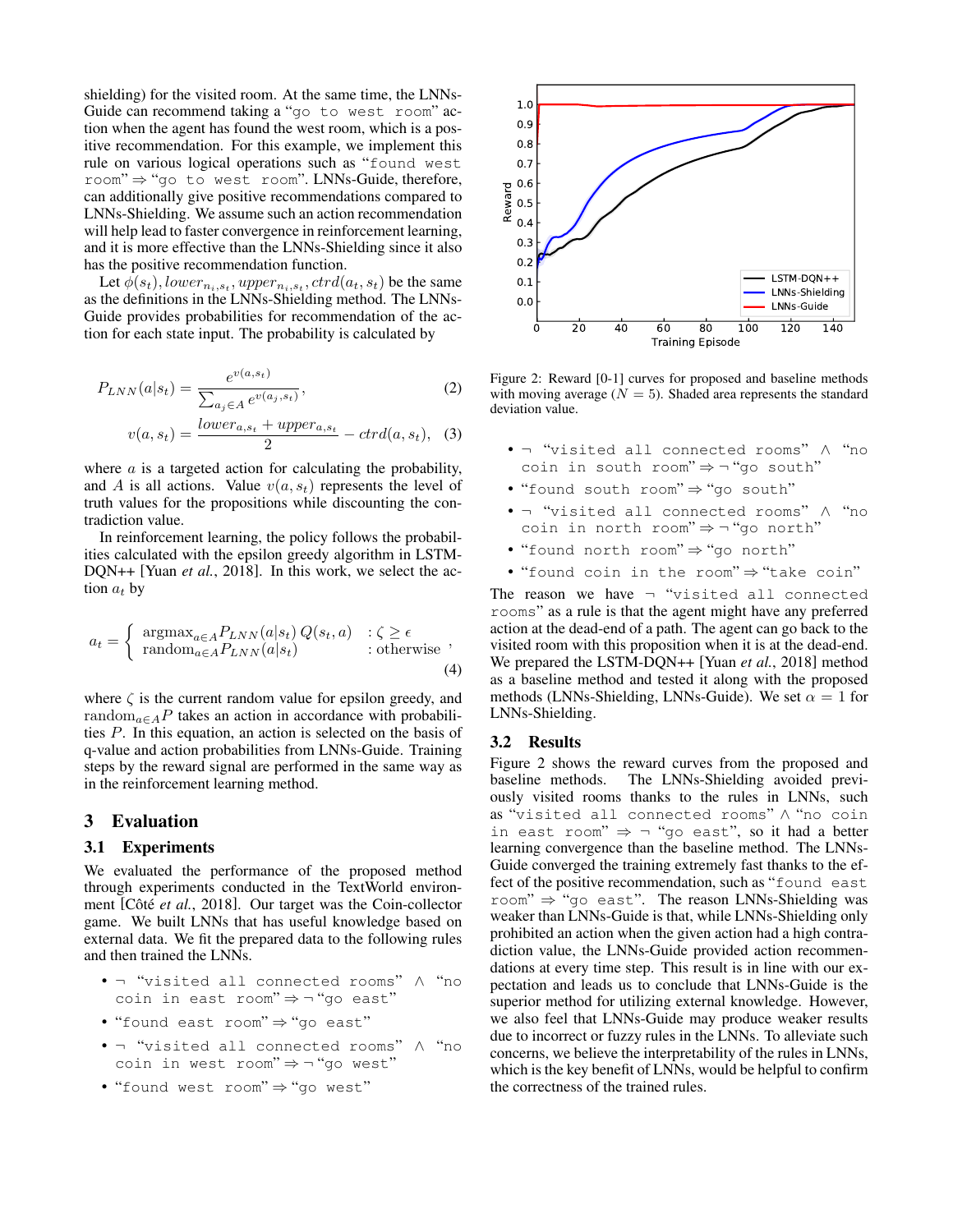shielding) for the visited room. At the same time, the LNNs-Guide can recommend taking a "go to west room" action when the agent has found the west room, which is a positive recommendation. For this example, we implement this rule on various logical operations such as "found west room" ⇒ "go to west room". LNNs-Guide, therefore, can additionally give positive recommendations compared to LNNs-Shielding. We assume such an action recommendation will help lead to faster convergence in reinforcement learning, and it is more effective than the LNNs-Shielding since it also has the positive recommendation function.

Let $\phi(s_t), lower_{n_i,s_t}, upper_{n_i,s_t}, ctrd(a_t, s_t)$ be the same as the definitions in the LNNs-Shielding method. The LNNs-Guide provides probabilities for recommendation of the action for each state input. The probability is calculated by

$$P_{LNN}(a|s_t) = \frac{e^{v(a,s_t)}}{\sum_{a_j \in A} e^{v(a_j,s_t)}}, \tag{2}$$

$$v(a, s_t) = \frac{lower_{a,s_t} + upper_{a,s_t}}{2} - ctrd(a, s_t), \tag{3}$$

where $a$ is a targeted action for calculating the probability, and $A$ is all actions. Value $v(a, s_t)$ represents the level of truth values for the propositions while discounting the contradiction value.

In reinforcement learning, the policy follows the probabilities calculated with the epsilon greedy algorithm in LSTM-DQN++ [Yuan *et al.*, 2018]. In this work, we select the action $a_t$ by

$$a_t = \begin{cases} \text{argmax}_{a \in A} P_{LNN}(a|s_t)\, Q(s_t, a) & : \zeta \geq \epsilon \\ \text{random}_{a \in A} P_{LNN}(a|s_t) & : \text{otherwise} \end{cases}, \tag{4}$$

where $\zeta$ is the current random value for epsilon greedy, and $\text{random}_{a \in A} P$ takes an action in accordance with probabilities $P$. In this equation, an action is selected on the basis of q-value and action probabilities from LNNs-Guide. Training steps by the reward signal are performed in the same way as in the reinforcement learning method.

## 3 Evaluation

### 3.1 Experiments

We evaluated the performance of the proposed method through experiments conducted in the TextWorld environment [Côté *et al.*, 2018]. Our target was the Coin-collector game. We built LNNs that has useful knowledge based on external data. We fit the prepared data to the following rules and then trained the LNNs.

- ¬ "visited all connected rooms" ∧ "no coin in east room" ⇒ ¬ "go east"
- "found east room" ⇒ "go east"
- ¬ "visited all connected rooms" ∧ "no coin in west room" ⇒ ¬ "go west"
- "found west room" ⇒ "go west"
- ¬ "visited all connected rooms" ∧ "no coin in south room" ⇒ ¬ "go south"
- "found south room" ⇒ "go south"
- ¬ "visited all connected rooms" ∧ "no coin in north room" ⇒ ¬ "go north"
- "found north room" ⇒ "go north"
- "found coin in the room" ⇒ "take coin"

The reason we have ¬ "visited all connected rooms" as a rule is that the agent might have any preferred action at the dead-end of a path. The agent can go back to the visited room with this proposition when it is at the dead-end. We prepared the LSTM-DQN++ [Yuan *et al.*, 2018] method as a baseline method and tested it along with the proposed methods (LNNs-Shielding, LNNs-Guide). We set $\alpha = 1$ for LNNs-Shielding.

Figure 2: Reward [0-1] curves for proposed and baseline methods with moving average ($N = 5$). Shaded area represents the standard deviation value.

### 3.2 Results

Figure 2 shows the reward curves from the proposed and baseline methods. The LNNs-Shielding avoided previously visited rooms thanks to the rules in LNNs, such as "visited all connected rooms" ∧ "no coin in east room" ⇒ ¬ "go east", so it had a better learning convergence than the baseline method. The LNNs-Guide converged the training extremely fast thanks to the effect of the positive recommendation, such as "found east room" ⇒ "go east". The reason LNNs-Shielding was weaker than LNNs-Guide is that, while LNNs-Shielding only prohibited an action when the given action had a high contradiction value, the LNNs-Guide provided action recommendations at every time step. This result is in line with our expectation and leads us to conclude that LNNs-Guide is the superior method for utilizing external knowledge. However, we also feel that LNNs-Guide may produce weaker results due to incorrect or fuzzy rules in the LNNs. To alleviate such concerns, we believe the interpretability of the rules in LNNs, which is the key benefit of LNNs, would be helpful to confirm the correctness of the trained rules.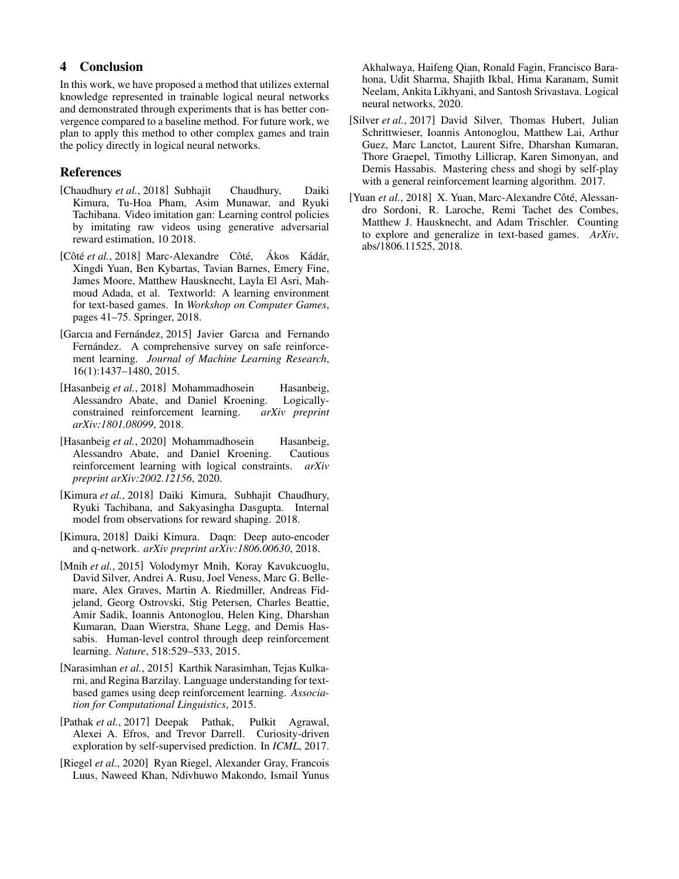## 4 Conclusion

In this work, we have proposed a method that utilizes external knowledge represented in trainable logical neural networks and demonstrated through experiments that is has better convergence compared to a baseline method. For future work, we plan to apply this method to other complex games and train the policy directly in logical neural networks.

## References

[Chaudhury *et al.*, 2018] Subhajit Chaudhury, Daiki Kimura, Tu-Hoa Pham, Asim Munawar, and Ryuki Tachibana. Video imitation gan: Learning control policies by imitating raw videos using generative adversarial reward estimation, 10 2018.

[Côté *et al.*, 2018] Marc-Alexandre Côté, Ákos Kádár, Xingdi Yuan, Ben Kybartas, Tavian Barnes, Emery Fine, James Moore, Matthew Hausknecht, Layla El Asri, Mahmoud Adada, et al. Textworld: A learning environment for text-based games. In *Workshop on Computer Games*, pages 41–75. Springer, 2018.

[Garcıa and Fernández, 2015] Javier Garcıa and Fernando Fernández. A comprehensive survey on safe reinforcement learning. *Journal of Machine Learning Research*, 16(1):1437–1480, 2015.

[Hasanbeig *et al.*, 2018] Mohammadhosein Hasanbeig, Alessandro Abate, and Daniel Kroening. Logically-constrained reinforcement learning. *arXiv preprint arXiv:1801.08099*, 2018.

[Hasanbeig *et al.*, 2020] Mohammadhosein Hasanbeig, Alessandro Abate, and Daniel Kroening. Cautious reinforcement learning with logical constraints. *arXiv preprint arXiv:2002.12156*, 2020.

[Kimura *et al.*, 2018] Daiki Kimura, Subhajit Chaudhury, Ryuki Tachibana, and Sakyasingha Dasgupta. Internal model from observations for reward shaping. 2018.

[Kimura, 2018] Daiki Kimura. Daqn: Deep auto-encoder and q-network. *arXiv preprint arXiv:1806.00630*, 2018.

[Mnih *et al.*, 2015] Volodymyr Mnih, Koray Kavukcuoglu, David Silver, Andrei A. Rusu, Joel Veness, Marc G. Bellemare, Alex Graves, Martin A. Riedmiller, Andreas Fidjeland, Georg Ostrovski, Stig Petersen, Charles Beattie, Amir Sadik, Ioannis Antonoglou, Helen King, Dharshan Kumaran, Daan Wierstra, Shane Legg, and Demis Hassabis. Human-level control through deep reinforcement learning. *Nature*, 518:529–533, 2015.

[Narasimhan *et al.*, 2015] Karthik Narasimhan, Tejas Kulkarni, and Regina Barzilay. Language understanding for text-based games using deep reinforcement learning. *Association for Computational Linguistics*, 2015.

[Pathak *et al.*, 2017] Deepak Pathak, Pulkit Agrawal, Alexei A. Efros, and Trevor Darrell. Curiosity-driven exploration by self-supervised prediction. In *ICML*, 2017.

[Riegel *et al.*, 2020] Ryan Riegel, Alexander Gray, Francois Luus, Naweed Khan, Ndivhuwo Makondo, Ismail Yunus Akhalwaya, Haifeng Qian, Ronald Fagin, Francisco Barahona, Udit Sharma, Shajith Ikbal, Hima Karanam, Sumit Neelam, Ankita Likhyani, and Santosh Srivastava. Logical neural networks, 2020.

[Silver *et al.*, 2017] David Silver, Thomas Hubert, Julian Schrittwieser, Ioannis Antonoglou, Matthew Lai, Arthur Guez, Marc Lanctot, Laurent Sifre, Dharshan Kumaran, Thore Graepel, Timothy Lillicrap, Karen Simonyan, and Demis Hassabis. Mastering chess and shogi by self-play with a general reinforcement learning algorithm. 2017.

[Yuan *et al.*, 2018] X. Yuan, Marc-Alexandre Côté, Alessandro Sordoni, R. Laroche, Remi Tachet des Combes, Matthew J. Hausknecht, and Adam Trischler. Counting to explore and generalize in text-based games. *ArXiv*, abs/1806.11525, 2018.